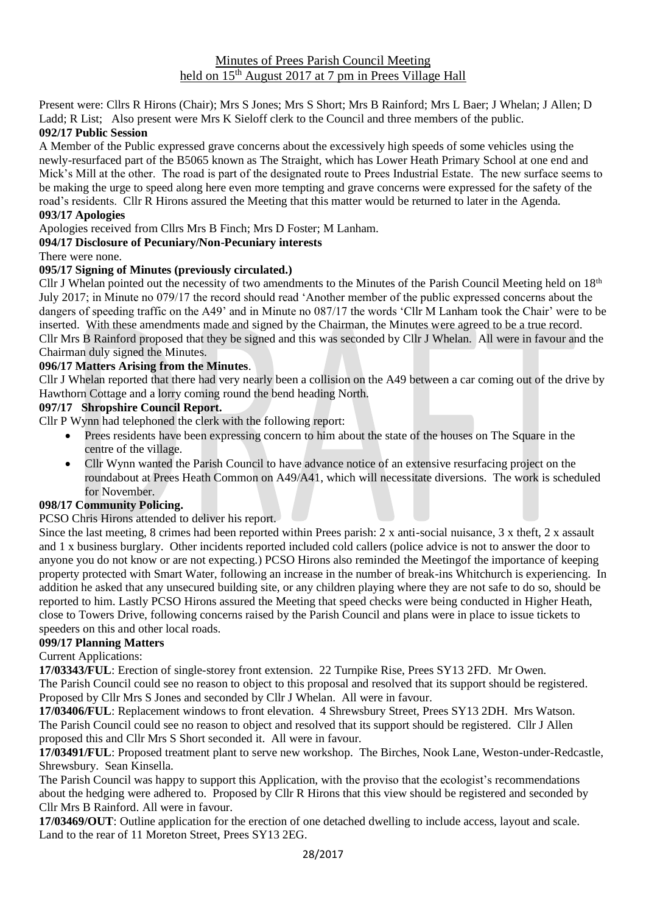# Minutes of Prees Parish Council Meeting
## held on 15th August 2017 at 7 pm in Prees Village Hall

Present were: Cllrs R Hirons (Chair); Mrs S Jones; Mrs S Short; Mrs B Rainford; Mrs L Baer; J Whelan; J Allen; D Ladd; R List; Also present were Mrs K Sieloff clerk to the Council and three members of the public.

**092/17 Public Session**

A Member of the Public expressed grave concerns about the excessively high speeds of some vehicles using the newly-resurfaced part of the B5065 known as The Straight, which has Lower Heath Primary School at one end and Mick's Mill at the other. The road is part of the designated route to Prees Industrial Estate. The new surface seems to be making the urge to speed along here even more tempting and grave concerns were expressed for the safety of the road's residents. Cllr R Hirons assured the Meeting that this matter would be returned to later in the Agenda.

**093/17 Apologies**

Apologies received from Cllrs Mrs B Finch; Mrs D Foster; M Lanham.

**094/17 Disclosure of Pecuniary/Non-Pecuniary interests**

There were none.

**095/17 Signing of Minutes (previously circulated.)**

Cllr J Whelan pointed out the necessity of two amendments to the Minutes of the Parish Council Meeting held on 18th July 2017; in Minute no 079/17 the record should read 'Another member of the public expressed concerns about the dangers of speeding traffic on the A49' and in Minute no 087/17 the words 'Cllr M Lanham took the Chair' were to be inserted. With these amendments made and signed by the Chairman, the Minutes were agreed to be a true record. Cllr Mrs B Rainford proposed that they be signed and this was seconded by Cllr J Whelan. All were in favour and the Chairman duly signed the Minutes.

**096/17 Matters Arising from the Minutes**.

Cllr J Whelan reported that there had very nearly been a collision on the A49 between a car coming out of the drive by Hawthorn Cottage and a lorry coming round the bend heading North.

**097/17 Shropshire Council Report.**

Cllr P Wynn had telephoned the clerk with the following report:

- Prees residents have been expressing concern to him about the state of the houses on The Square in the centre of the village.
- Cllr Wynn wanted the Parish Council to have advance notice of an extensive resurfacing project on the roundabout at Prees Heath Common on A49/A41, which will necessitate diversions. The work is scheduled for November.

**098/17 Community Policing.**

PCSO Chris Hirons attended to deliver his report.

Since the last meeting, 8 crimes had been reported within Prees parish: 2 x anti-social nuisance, 3 x theft, 2 x assault and 1 x business burglary. Other incidents reported included cold callers (police advice is not to answer the door to anyone you do not know or are not expecting.) PCSO Hirons also reminded the Meetingof the importance of keeping property protected with Smart Water, following an increase in the number of break-ins Whitchurch is experiencing. In addition he asked that any unsecured building site, or any children playing where they are not safe to do so, should be reported to him. Lastly PCSO Hirons assured the Meeting that speed checks were being conducted in Higher Heath, close to Towers Drive, following concerns raised by the Parish Council and plans were in place to issue tickets to speeders on this and other local roads.

**099/17 Planning Matters**

Current Applications:

**17/03343/FUL**: Erection of single-storey front extension. 22 Turnpike Rise, Prees SY13 2FD. Mr Owen.
The Parish Council could see no reason to object to this proposal and resolved that its support should be registered. Proposed by Cllr Mrs S Jones and seconded by Cllr J Whelan. All were in favour.

**17/03406/FUL**: Replacement windows to front elevation. 4 Shrewsbury Street, Prees SY13 2DH. Mrs Watson.
The Parish Council could see no reason to object and resolved that its support should be registered. Cllr J Allen proposed this and Cllr Mrs S Short seconded it. All were in favour.

**17/03491/FUL**: Proposed treatment plant to serve new workshop. The Birches, Nook Lane, Weston-under-Redcastle, Shrewsbury. Sean Kinsella.
The Parish Council was happy to support this Application, with the proviso that the ecologist's recommendations about the hedging were adhered to. Proposed by Cllr R Hirons that this view should be registered and seconded by Cllr Mrs B Rainford. All were in favour.

**17/03469/OUT**: Outline application for the erection of one detached dwelling to include access, layout and scale. Land to the rear of 11 Moreton Street, Prees SY13 2EG.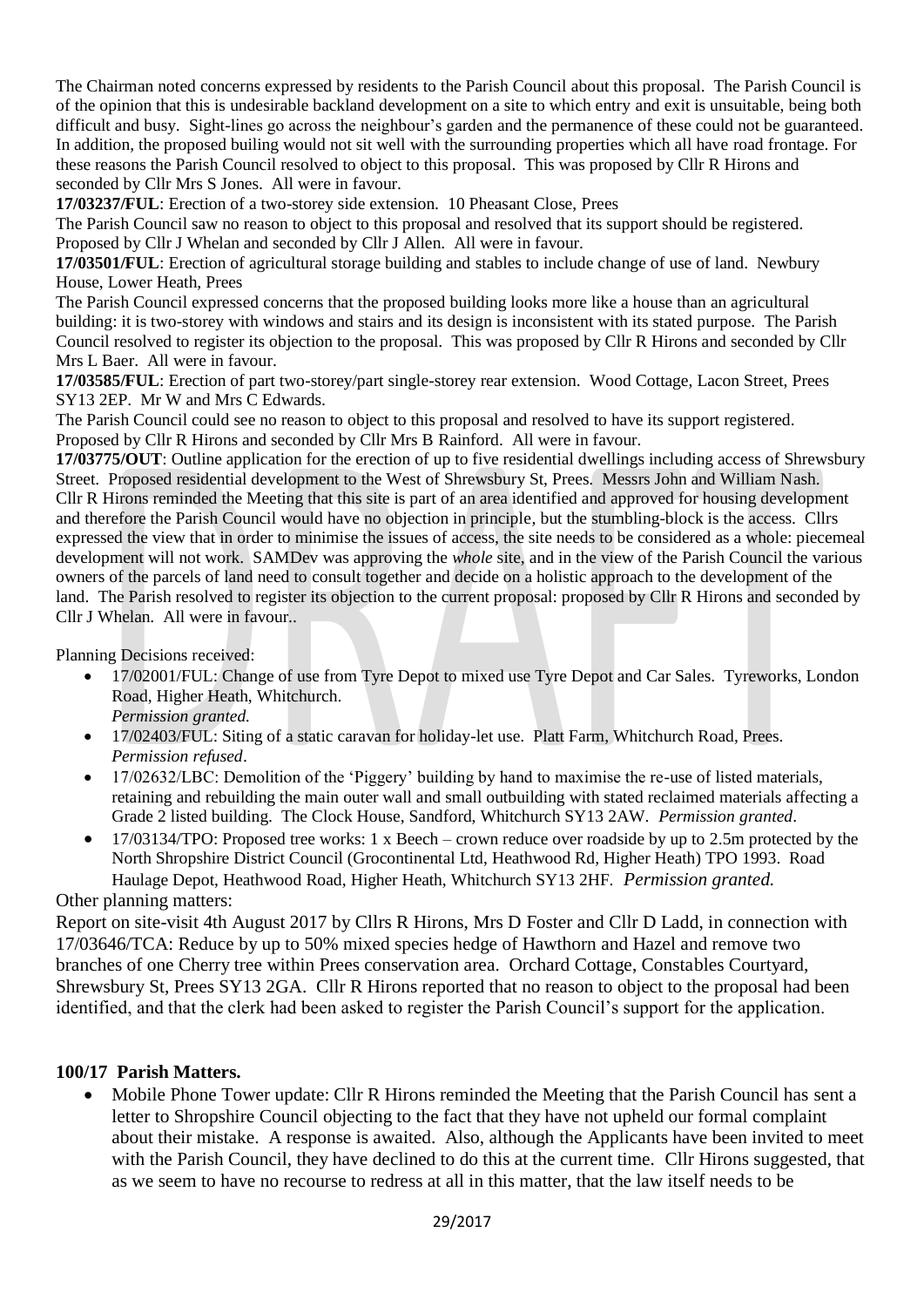The Chairman noted concerns expressed by residents to the Parish Council about this proposal. The Parish Council is of the opinion that this is undesirable backland development on a site to which entry and exit is unsuitable, being both difficult and busy. Sight-lines go across the neighbour's garden and the permanence of these could not be guaranteed. In addition, the proposed builing would not sit well with the surrounding properties which all have road frontage. For these reasons the Parish Council resolved to object to this proposal. This was proposed by Cllr R Hirons and seconded by Cllr Mrs S Jones. All were in favour.

**17/03237/FUL**: Erection of a two-storey side extension. 10 Pheasant Close, Prees

The Parish Council saw no reason to object to this proposal and resolved that its support should be registered. Proposed by Cllr J Whelan and seconded by Cllr J Allen. All were in favour.

**17/03501/FUL**: Erection of agricultural storage building and stables to include change of use of land. Newbury House, Lower Heath, Prees

The Parish Council expressed concerns that the proposed building looks more like a house than an agricultural building: it is two-storey with windows and stairs and its design is inconsistent with its stated purpose. The Parish Council resolved to register its objection to the proposal. This was proposed by Cllr R Hirons and seconded by Cllr Mrs L Baer. All were in favour.

**17/03585/FUL**: Erection of part two-storey/part single-storey rear extension. Wood Cottage, Lacon Street, Prees SY13 2EP. Mr W and Mrs C Edwards.

The Parish Council could see no reason to object to this proposal and resolved to have its support registered. Proposed by Cllr R Hirons and seconded by Cllr Mrs B Rainford. All were in favour.

**17/03775/OUT**: Outline application for the erection of up to five residential dwellings including access of Shrewsbury Street. Proposed residential development to the West of Shrewsbury St, Prees. Messrs John and William Nash.

Cllr R Hirons reminded the Meeting that this site is part of an area identified and approved for housing development and therefore the Parish Council would have no objection in principle, but the stumbling-block is the access. Cllrs expressed the view that in order to minimise the issues of access, the site needs to be considered as a whole: piecemeal development will not work. SAMDev was approving the *whole* site, and in the view of the Parish Council the various owners of the parcels of land need to consult together and decide on a holistic approach to the development of the land. The Parish resolved to register its objection to the current proposal: proposed by Cllr R Hirons and seconded by Cllr J Whelan. All were in favour..

Planning Decisions received:

- 17/02001/FUL: Change of use from Tyre Depot to mixed use Tyre Depot and Car Sales. Tyreworks, London Road, Higher Heath, Whitchurch.
  *Permission granted.*
- 17/02403/FUL: Siting of a static caravan for holiday-let use. Platt Farm, Whitchurch Road, Prees. *Permission refused*.
- 17/02632/LBC: Demolition of the 'Piggery' building by hand to maximise the re-use of listed materials, retaining and rebuilding the main outer wall and small outbuilding with stated reclaimed materials affecting a Grade 2 listed building. The Clock House, Sandford, Whitchurch SY13 2AW. *Permission granted*.
- 17/03134/TPO: Proposed tree works: 1 x Beech – crown reduce over roadside by up to 2.5m protected by the North Shropshire District Council (Grocontinental Ltd, Heathwood Rd, Higher Heath) TPO 1993. Road Haulage Depot, Heathwood Road, Higher Heath, Whitchurch SY13 2HF. *Permission granted.*

Other planning matters:

Report on site-visit 4th August 2017 by Cllrs R Hirons, Mrs D Foster and Cllr D Ladd, in connection with 17/03646/TCA: Reduce by up to 50% mixed species hedge of Hawthorn and Hazel and remove two branches of one Cherry tree within Prees conservation area. Orchard Cottage, Constables Courtyard, Shrewsbury St, Prees SY13 2GA. Cllr R Hirons reported that no reason to object to the proposal had been identified, and that the clerk had been asked to register the Parish Council's support for the application.

**100/17 Parish Matters.**

- Mobile Phone Tower update: Cllr R Hirons reminded the Meeting that the Parish Council has sent a letter to Shropshire Council objecting to the fact that they have not upheld our formal complaint about their mistake. A response is awaited. Also, although the Applicants have been invited to meet with the Parish Council, they have declined to do this at the current time. Cllr Hirons suggested, that as we seem to have no recourse to redress at all in this matter, that the law itself needs to be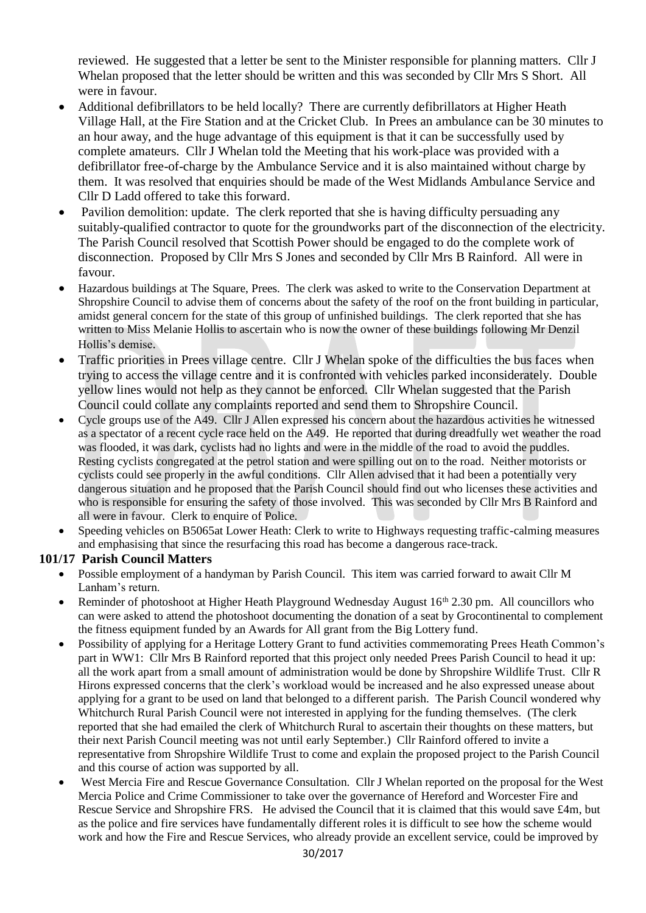reviewed. He suggested that a letter be sent to the Minister responsible for planning matters. Cllr J Whelan proposed that the letter should be written and this was seconded by Cllr Mrs S Short. All were in favour.

- Additional defibrillators to be held locally? There are currently defibrillators at Higher Heath Village Hall, at the Fire Station and at the Cricket Club. In Prees an ambulance can be 30 minutes to an hour away, and the huge advantage of this equipment is that it can be successfully used by complete amateurs. Cllr J Whelan told the Meeting that his work-place was provided with a defibrillator free-of-charge by the Ambulance Service and it is also maintained without charge by them. It was resolved that enquiries should be made of the West Midlands Ambulance Service and Cllr D Ladd offered to take this forward.
- Pavilion demolition: update. The clerk reported that she is having difficulty persuading any suitably-qualified contractor to quote for the groundworks part of the disconnection of the electricity. The Parish Council resolved that Scottish Power should be engaged to do the complete work of disconnection. Proposed by Cllr Mrs S Jones and seconded by Cllr Mrs B Rainford. All were in favour.
- Hazardous buildings at The Square, Prees. The clerk was asked to write to the Conservation Department at Shropshire Council to advise them of concerns about the safety of the roof on the front building in particular, amidst general concern for the state of this group of unfinished buildings. The clerk reported that she has written to Miss Melanie Hollis to ascertain who is now the owner of these buildings following Mr Denzil Hollis's demise.
- Traffic priorities in Prees village centre. Cllr J Whelan spoke of the difficulties the bus faces when trying to access the village centre and it is confronted with vehicles parked inconsiderately. Double yellow lines would not help as they cannot be enforced. Cllr Whelan suggested that the Parish Council could collate any complaints reported and send them to Shropshire Council.
- Cycle groups use of the A49. Cllr J Allen expressed his concern about the hazardous activities he witnessed as a spectator of a recent cycle race held on the A49. He reported that during dreadfully wet weather the road was flooded, it was dark, cyclists had no lights and were in the middle of the road to avoid the puddles. Resting cyclists congregated at the petrol station and were spilling out on to the road. Neither motorists or cyclists could see properly in the awful conditions. Cllr Allen advised that it had been a potentially very dangerous situation and he proposed that the Parish Council should find out who licenses these activities and who is responsible for ensuring the safety of those involved. This was seconded by Cllr Mrs B Rainford and all were in favour. Clerk to enquire of Police.
- Speeding vehicles on B5065at Lower Heath: Clerk to write to Highways requesting traffic-calming measures and emphasising that since the resurfacing this road has become a dangerous race-track.

**101/17 Parish Council Matters**

- Possible employment of a handyman by Parish Council. This item was carried forward to await Cllr M Lanham's return.
- Reminder of photoshoot at Higher Heath Playground Wednesday August 16th 2.30 pm. All councillors who can were asked to attend the photoshoot documenting the donation of a seat by Grocontinental to complement the fitness equipment funded by an Awards for All grant from the Big Lottery fund.
- Possibility of applying for a Heritage Lottery Grant to fund activities commemorating Prees Heath Common's part in WW1: Cllr Mrs B Rainford reported that this project only needed Prees Parish Council to head it up: all the work apart from a small amount of administration would be done by Shropshire Wildlife Trust. Cllr R Hirons expressed concerns that the clerk's workload would be increased and he also expressed unease about applying for a grant to be used on land that belonged to a different parish. The Parish Council wondered why Whitchurch Rural Parish Council were not interested in applying for the funding themselves. (The clerk reported that she had emailed the clerk of Whitchurch Rural to ascertain their thoughts on these matters, but their next Parish Council meeting was not until early September.) Cllr Rainford offered to invite a representative from Shropshire Wildlife Trust to come and explain the proposed project to the Parish Council and this course of action was supported by all.
- West Mercia Fire and Rescue Governance Consultation. Cllr J Whelan reported on the proposal for the West Mercia Police and Crime Commissioner to take over the governance of Hereford and Worcester Fire and Rescue Service and Shropshire FRS. He advised the Council that it is claimed that this would save £4m, but as the police and fire services have fundamentally different roles it is difficult to see how the scheme would work and how the Fire and Rescue Services, who already provide an excellent service, could be improved by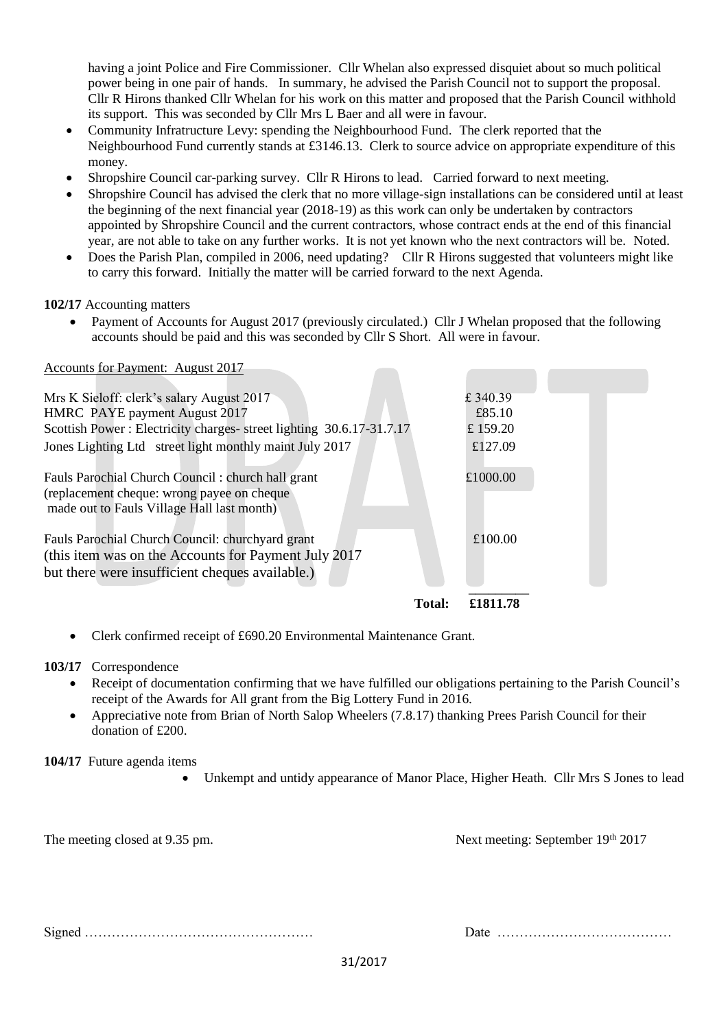having a joint Police and Fire Commissioner. Cllr Whelan also expressed disquiet about so much political power being in one pair of hands. In summary, he advised the Parish Council not to support the proposal. Cllr R Hirons thanked Cllr Whelan for his work on this matter and proposed that the Parish Council withhold its support. This was seconded by Cllr Mrs L Baer and all were in favour.

- Community Infratructure Levy: spending the Neighbourhood Fund. The clerk reported that the Neighbourhood Fund currently stands at £3146.13. Clerk to source advice on appropriate expenditure of this money.
- Shropshire Council car-parking survey. Cllr R Hirons to lead. Carried forward to next meeting.
- Shropshire Council has advised the clerk that no more village-sign installations can be considered until at least the beginning of the next financial year (2018-19) as this work can only be undertaken by contractors appointed by Shropshire Council and the current contractors, whose contract ends at the end of this financial year, are not able to take on any further works. It is not yet known who the next contractors will be. Noted.
- Does the Parish Plan, compiled in 2006, need updating? Cllr R Hirons suggested that volunteers might like to carry this forward. Initially the matter will be carried forward to the next Agenda.

**102/17** Accounting matters

- Payment of Accounts for August 2017 (previously circulated.) Cllr J Whelan proposed that the following accounts should be paid and this was seconded by Cllr S Short. All were in favour.

Accounts for Payment: August 2017

| | |
|---|---|
| Mrs K Sieloff: clerk's salary August 2017 | £ 340.39 |
| HMRC PAYE payment August 2017 | £85.10 |
| Scottish Power : Electricity charges- street lighting 30.6.17-31.7.17 | £ 159.20 |
| Jones Lighting Ltd street light monthly maint July 2017 | £127.09 |
| Fauls Parochial Church Council : church hall grant (replacement cheque: wrong payee on cheque made out to Fauls Village Hall last month) | £1000.00 |
| Fauls Parochial Church Council: churchyard grant (this item was on the Accounts for Payment July 2017 but there were insufficient cheques available.) | £100.00 |
| **Total:** | **£1811.78** |

- Clerk confirmed receipt of £690.20 Environmental Maintenance Grant.

**103/17** Correspondence

- Receipt of documentation confirming that we have fulfilled our obligations pertaining to the Parish Council's receipt of the Awards for All grant from the Big Lottery Fund in 2016.
- Appreciative note from Brian of North Salop Wheelers (7.8.17) thanking Prees Parish Council for their donation of £200.

**104/17** Future agenda items

- Unkempt and untidy appearance of Manor Place, Higher Heath. Cllr Mrs S Jones to lead

The meeting closed at 9.35 pm.

Next meeting: September 19th 2017

Signed …………………………………………… Date …………………………………